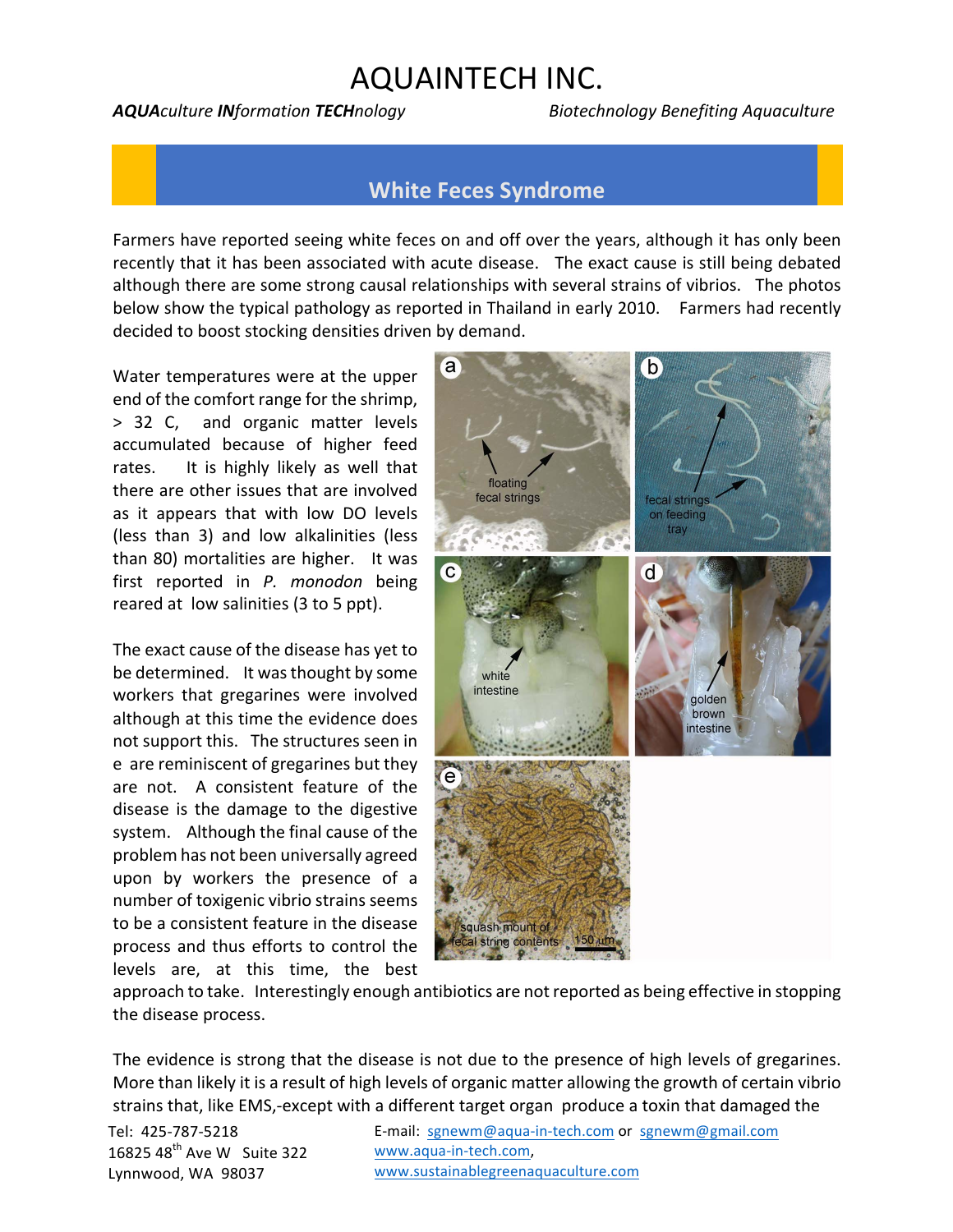# AQUAINTECH INC.

***AQUA**culture **IN**formation **TECH**nology* *Biotechnology Benefiting Aquaculture*

## White Feces Syndrome

Farmers have reported seeing white feces on and off over the years, although it has only been recently that it has been associated with acute disease. The exact cause is still being debated although there are some strong causal relationships with several strains of vibrios. The photos below show the typical pathology as reported in Thailand in early 2010. Farmers had recently decided to boost stocking densities driven by demand.

Water temperatures were at the upper end of the comfort range for the shrimp, > 32 C, and organic matter levels accumulated because of higher feed rates. It is highly likely as well that there are other issues that are involved as it appears that with low DO levels (less than 3) and low alkalinities (less than 80) mortalities are higher. It was first reported in *P. monodon* being reared at low salinities (3 to 5 ppt).

The exact cause of the disease has yet to be determined. It was thought by some workers that gregarines were involved although at this time the evidence does not support this. The structures seen in e are reminiscent of gregarines but they are not. A consistent feature of the disease is the damage to the digestive system. Although the final cause of the problem has not been universally agreed upon by workers the presence of a number of toxigenic vibrio strains seems to be a consistent feature in the disease process and thus efforts to control the levels are, at this time, the best approach to take. Interestingly enough antibiotics are not reported as being effective in stopping the disease process.

The evidence is strong that the disease is not due to the presence of high levels of gregarines. More than likely it is a result of high levels of organic matter allowing the growth of certain vibrio strains that, like EMS,-except with a different target organ produce a toxin that damaged the

Tel: 425-787-5218
16825 48th Ave W Suite 322
Lynnwood, WA 98037

E-mail: sgnewm@aqua-in-tech.com or sgnewm@gmail.com
www.aqua-in-tech.com,
www.sustainablegreenaquaculture.com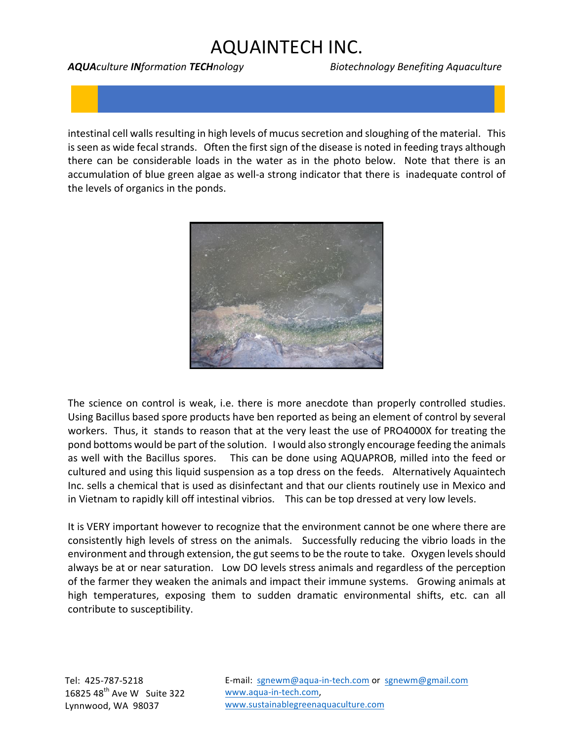intestinal cell walls resulting in high levels of mucus secretion and sloughing of the material. This is seen as wide fecal strands. Often the first sign of the disease is noted in feeding trays although there can be considerable loads in the water as in the photo below. Note that there is an accumulation of blue green algae as well-a strong indicator that there is inadequate control of the levels of organics in the ponds.

The science on control is weak, i.e. there is more anecdote than properly controlled studies. Using Bacillus based spore products have ben reported as being an element of control by several workers. Thus, it stands to reason that at the very least the use of PRO4000X for treating the pond bottoms would be part of the solution. I would also strongly encourage feeding the animals as well with the Bacillus spores. This can be done using AQUAPROB, milled into the feed or cultured and using this liquid suspension as a top dress on the feeds. Alternatively Aquaintech Inc. sells a chemical that is used as disinfectant and that our clients routinely use in Mexico and in Vietnam to rapidly kill off intestinal vibrios. This can be top dressed at very low levels.

It is VERY important however to recognize that the environment cannot be one where there are consistently high levels of stress on the animals. Successfully reducing the vibrio loads in the environment and through extension, the gut seems to be the route to take. Oxygen levels should always be at or near saturation. Low DO levels stress animals and regardless of the perception of the farmer they weaken the animals and impact their immune systems. Growing animals at high temperatures, exposing them to sudden dramatic environmental shifts, etc. can all contribute to susceptibility.